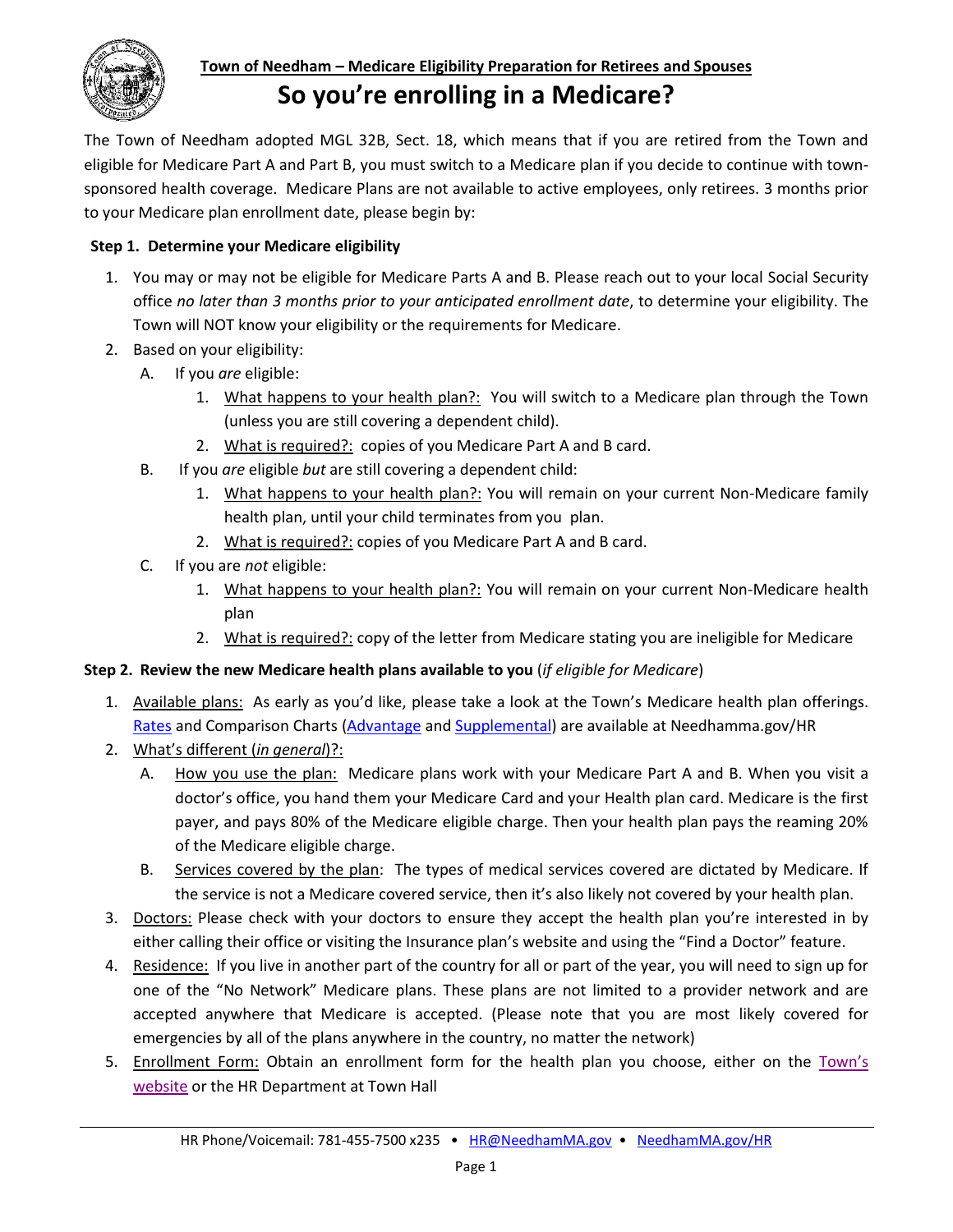**Town of Needham – Medicare Eligibility Preparation for Retirees and Spouses**

# So you're enrolling in a Medicare?

The Town of Needham adopted MGL 32B, Sect. 18, which means that if you are retired from the Town and eligible for Medicare Part A and Part B, you must switch to a Medicare plan if you decide to continue with town-sponsored health coverage. Medicare Plans are not available to active employees, only retirees. 3 months prior to your Medicare plan enrollment date, please begin by:

**Step 1. Determine your Medicare eligibility**

1. You may or may not be eligible for Medicare Parts A and B. Please reach out to your local Social Security office *no later than 3 months prior to your anticipated enrollment date*, to determine your eligibility. The Town will NOT know your eligibility or the requirements for Medicare.
2. Based on your eligibility:
   A. If you *are* eligible:
      1. What happens to your health plan?: You will switch to a Medicare plan through the Town (unless you are still covering a dependent child).
      2. What is required?: copies of you Medicare Part A and B card.

   B. If you *are* eligible *but* are still covering a dependent child:
      1. What happens to your health plan?: You will remain on your current Non-Medicare family health plan, until your child terminates from you plan.
      2. What is required?: copies of you Medicare Part A and B card.

   C. If you are *not* eligible:
      1. What happens to your health plan?: You will remain on your current Non-Medicare health plan
      2. What is required?: copy of the letter from Medicare stating you are ineligible for Medicare

**Step 2. Review the new Medicare health plans available to you** (*if eligible for Medicare*)

1. Available plans: As early as you'd like, please take a look at the Town's Medicare health plan offerings. Rates and Comparison Charts (Advantage and Supplemental) are available at Needhamma.gov/HR
2. What's different (*in general*)?:
   A. How you use the plan: Medicare plans work with your Medicare Part A and B. When you visit a doctor's office, you hand them your Medicare Card and your Health plan card. Medicare is the first payer, and pays 80% of the Medicare eligible charge. Then your health plan pays the reaming 20% of the Medicare eligible charge.

   B. Services covered by the plan: The types of medical services covered are dictated by Medicare. If the service is not a Medicare covered service, then it's also likely not covered by your health plan.
3. Doctors: Please check with your doctors to ensure they accept the health plan you're interested in by either calling their office or visiting the Insurance plan's website and using the "Find a Doctor" feature.
4. Residence: If you live in another part of the country for all or part of the year, you will need to sign up for one of the "No Network" Medicare plans. These plans are not limited to a provider network and are accepted anywhere that Medicare is accepted. (Please note that you are most likely covered for emergencies by all of the plans anywhere in the country, no matter the network)
5. Enrollment Form: Obtain an enrollment form for the health plan you choose, either on the Town's website or the HR Department at Town Hall

HR Phone/Voicemail: 781-455-7500 x235 • HR@NeedhamMA.gov • NeedhamMA.gov/HR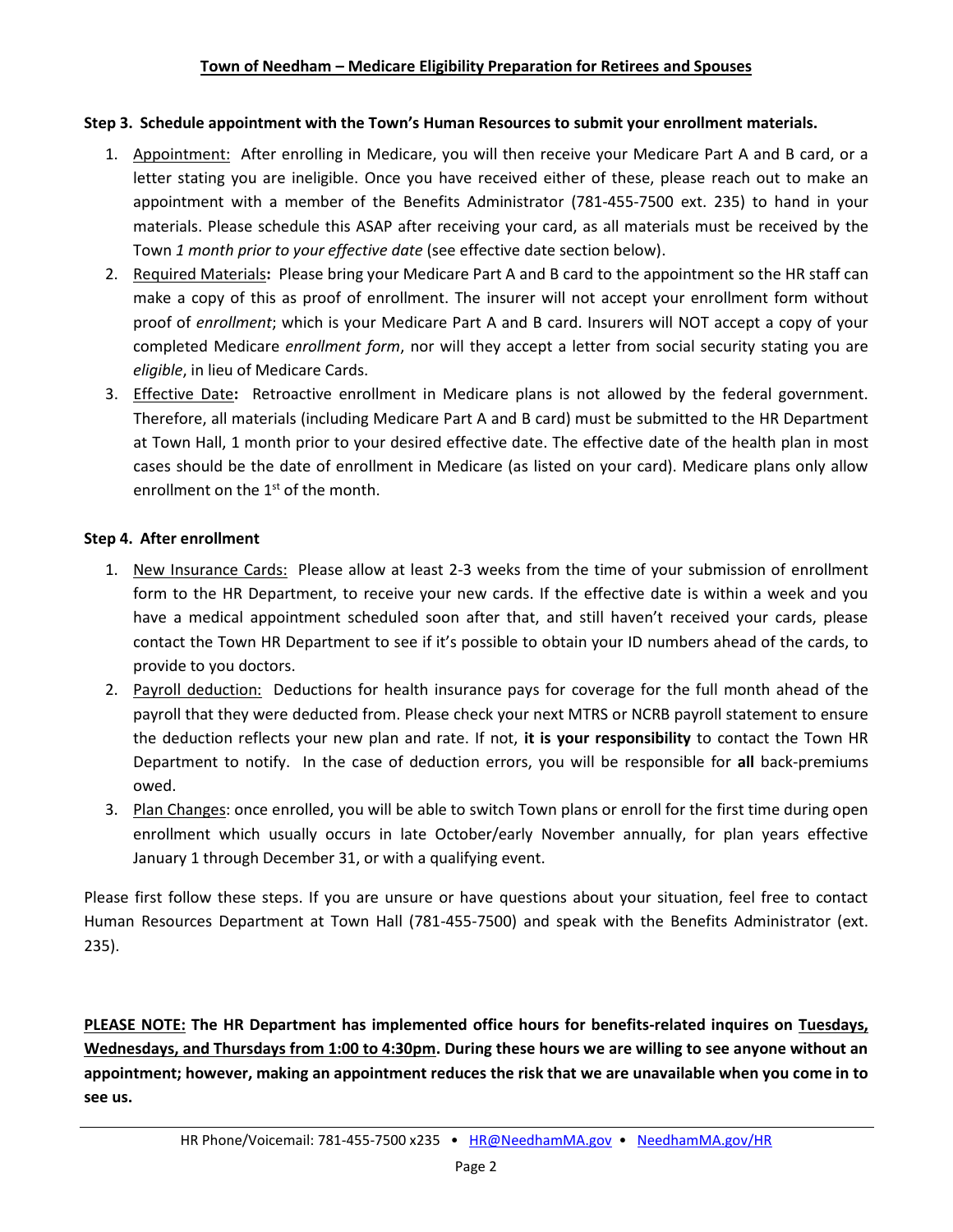**Town of Needham – Medicare Eligibility Preparation for Retirees and Spouses**

**Step 3. Schedule appointment with the Town's Human Resources to submit your enrollment materials.**

1. Appointment: After enrolling in Medicare, you will then receive your Medicare Part A and B card, or a letter stating you are ineligible. Once you have received either of these, please reach out to make an appointment with a member of the Benefits Administrator (781-455-7500 ext. 235) to hand in your materials. Please schedule this ASAP after receiving your card, as all materials must be received by the Town *1 month prior to your effective date* (see effective date section below).
2. Required Materials**:** Please bring your Medicare Part A and B card to the appointment so the HR staff can make a copy of this as proof of enrollment. The insurer will not accept your enrollment form without proof of *enrollment*; which is your Medicare Part A and B card. Insurers will NOT accept a copy of your completed Medicare *enrollment form*, nor will they accept a letter from social security stating you are *eligible*, in lieu of Medicare Cards.
3. Effective Date**:** Retroactive enrollment in Medicare plans is not allowed by the federal government. Therefore, all materials (including Medicare Part A and B card) must be submitted to the HR Department at Town Hall, 1 month prior to your desired effective date. The effective date of the health plan in most cases should be the date of enrollment in Medicare (as listed on your card). Medicare plans only allow enrollment on the 1st of the month.

**Step 4. After enrollment**

1. New Insurance Cards: Please allow at least 2-3 weeks from the time of your submission of enrollment form to the HR Department, to receive your new cards. If the effective date is within a week and you have a medical appointment scheduled soon after that, and still haven't received your cards, please contact the Town HR Department to see if it's possible to obtain your ID numbers ahead of the cards, to provide to you doctors.
2. Payroll deduction: Deductions for health insurance pays for coverage for the full month ahead of the payroll that they were deducted from. Please check your next MTRS or NCRB payroll statement to ensure the deduction reflects your new plan and rate. If not, **it is your responsibility** to contact the Town HR Department to notify. In the case of deduction errors, you will be responsible for **all** back-premiums owed.
3. Plan Changes: once enrolled, you will be able to switch Town plans or enroll for the first time during open enrollment which usually occurs in late October/early November annually, for plan years effective January 1 through December 31, or with a qualifying event.

Please first follow these steps. If you are unsure or have questions about your situation, feel free to contact Human Resources Department at Town Hall (781-455-7500) and speak with the Benefits Administrator (ext. 235).

**PLEASE NOTE: The HR Department has implemented office hours for benefits-related inquires on Tuesdays, Wednesdays, and Thursdays from 1:00 to 4:30pm. During these hours we are willing to see anyone without an appointment; however, making an appointment reduces the risk that we are unavailable when you come in to see us.**

HR Phone/Voicemail: 781-455-7500 x235 • HR@NeedhamMA.gov • NeedhamMA.gov/HR